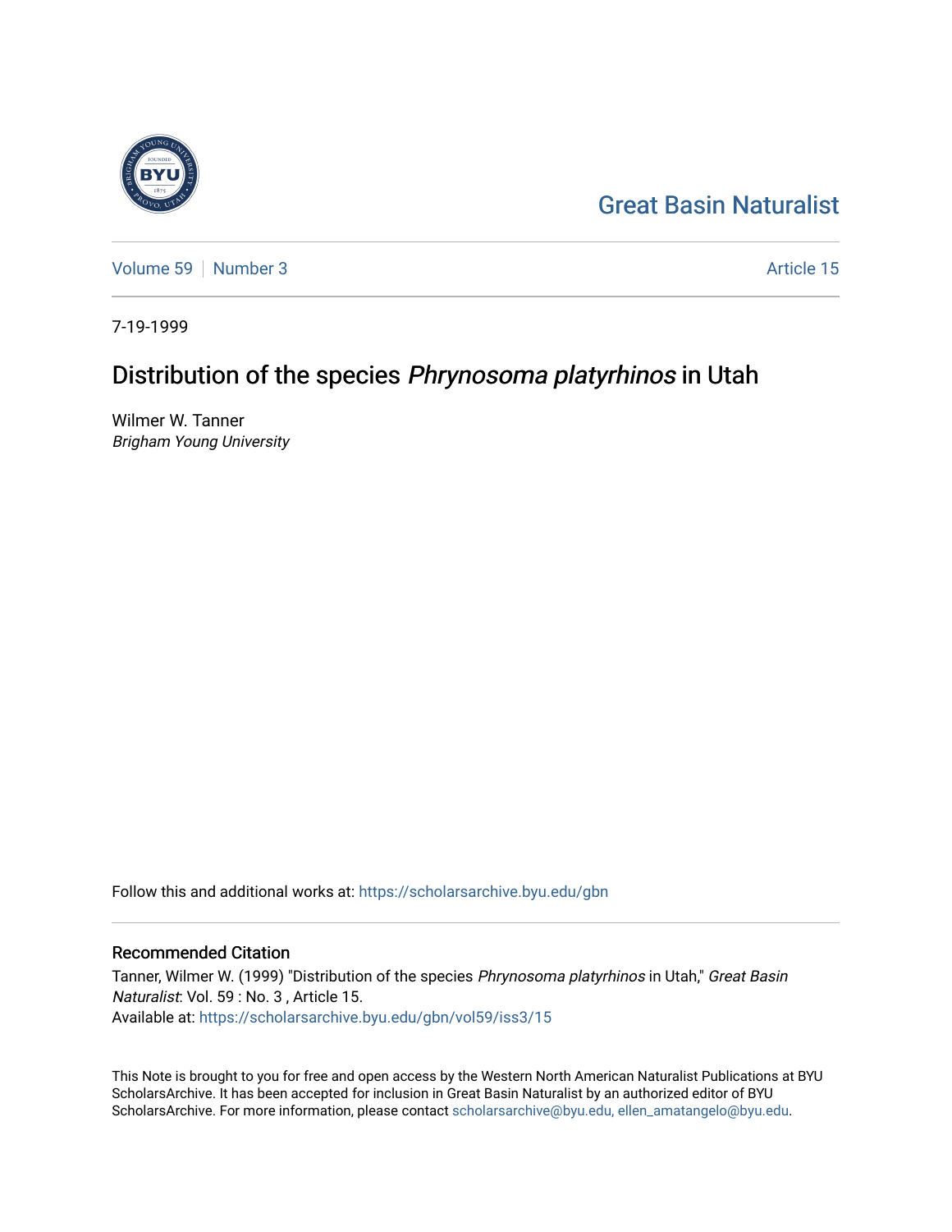Great Basin Naturalist

Volume 59 | Number 3 Article 15

7-19-1999

# Distribution of the species *Phrynosoma platyrhinos* in Utah

Wilmer W. Tanner
*Brigham Young University*

Follow this and additional works at: https://scholarsarchive.byu.edu/gbn

## Recommended Citation

Tanner, Wilmer W. (1999) "Distribution of the species *Phrynosoma platyrhinos* in Utah," *Great Basin Naturalist*: Vol. 59 : No. 3 , Article 15.
Available at: https://scholarsarchive.byu.edu/gbn/vol59/iss3/15

This Note is brought to you for free and open access by the Western North American Naturalist Publications at BYU ScholarsArchive. It has been accepted for inclusion in Great Basin Naturalist by an authorized editor of BYU ScholarsArchive. For more information, please contact scholarsarchive@byu.edu, ellen_amatangelo@byu.edu.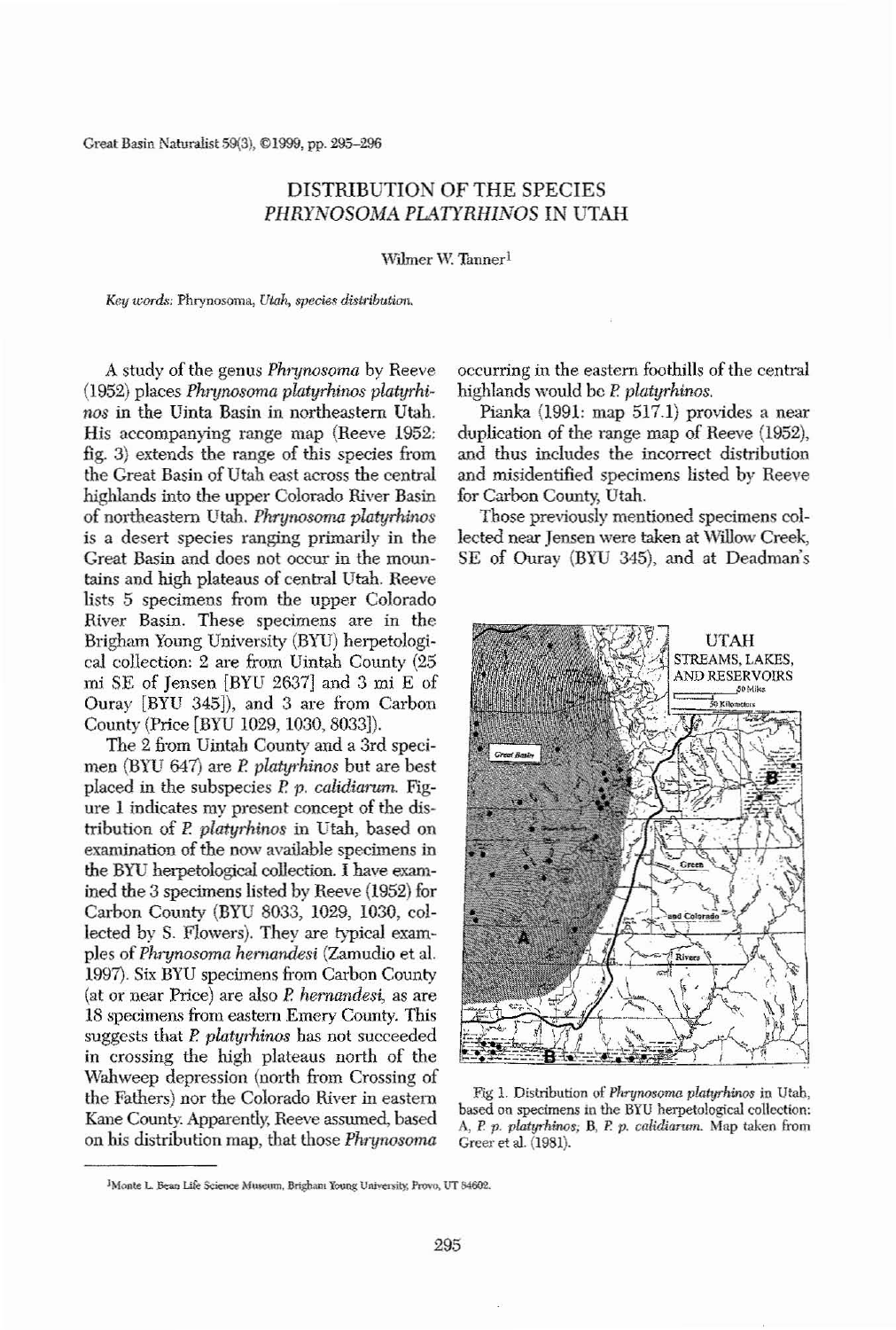# DISTRIBUTION OF THE SPECIES *PHRYNOSOMA PLATYRHINOS* IN UTAH

Wilmer W. Tanner[1]

*Key words:* Phrynosoma, *Utah, species distribution.*

A study of the genus *Phrynosoma* by Reeve (1952) places *Phrynosoma platyrhinos platyrhinos* in the Uinta Basin in northeastern Utah. His accompanying range map (Reeve 1952: fig. 3) extends the range of this species from the Great Basin of Utah east across the central highlands into the upper Colorado River Basin of northeastern Utah. *Phrynosoma platyrhinos* is a desert species ranging primarily in the Great Basin and does not occur in the mountains and high plateaus of central Utah. Reeve lists 5 specimens from the upper Colorado River Basin. These specimens are in the Brigham Young University (BYU) herpetological collection: 2 are from Uintah County (25 mi SE of Jensen [BYU 2637] and 3 mi E of Ouray [BYU 345]), and 3 are from Carbon County (Price [BYU 1029, 1030, 8033]).

The 2 from Uintah County and a 3rd specimen (BYU 647) are *P. platyrhinos* but are best placed in the subspecies *P. p. calidiarum.* Figure 1 indicates my present concept of the distribution of *P. platyrhinos* in Utah, based on examination of the now available specimens in the BYU herpetological collection. I have examined the 3 specimens listed by Reeve (1952) for Carbon County (BYU 8033, 1029, 1030, collected by S. Flowers). They are typical examples of *Phrynosoma hernandesi* (Zamudio et al. 1997). Six BYU specimens from Carbon County (at or near Price) are also *P. hernandesi,* as are 18 specimens from eastern Emery County. This suggests that *P. platyrhinos* has not succeeded in crossing the high plateaus north of the Wahweep depression (north from Crossing of the Fathers) nor the Colorado River in eastern Kane County. Apparently, Reeve assumed, based on his distribution map, that those *Phrynosoma* occurring in the eastern foothills of the central highlands would be *P. platyrhinos.*

Pianka (1991: map 517.1) provides a near duplication of the range map of Reeve (1952), and thus includes the incorrect distribution and misidentified specimens listed by Reeve for Carbon County, Utah.

Those previously mentioned specimens collected near Jensen were taken at Willow Creek, SE of Ouray (BYU 345), and at Deadman's

Fig 1. Distribution of *Phrynosoma platyrhinos* in Utah, based on specimens in the BYU herpetological collection: A, *P. p. platyrhinos;* B, *P. p. calidiarum.* Map taken from Greer et al. (1981).

[1]Monte L. Bean Life Science Museum, Brigham Young University, Provo, UT 84602.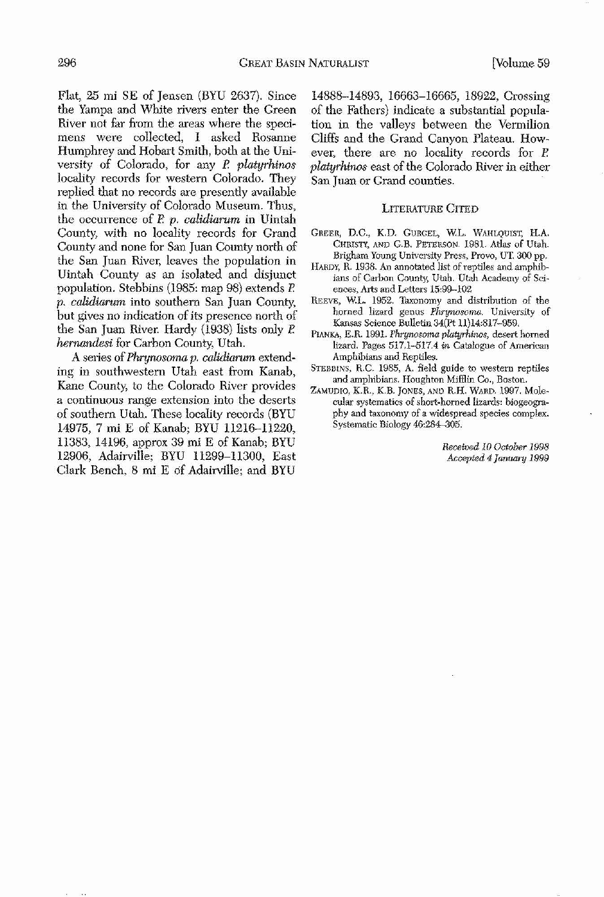Flat, 25 mi SE of Jensen (BYU 2637). Since the Yampa and White rivers enter the Green River not far from the areas where the specimens were collected, I asked Rosanne Humphrey and Hobart Smith, both at the University of Colorado, for any *P. platyrhinos* locality records for western Colorado. They replied that no records are presently available in the University of Colorado Museum. Thus, the occurrence of *P. p. calidiarum* in Uintah County, with no locality records for Grand County and none for San Juan County north of the San Juan River, leaves the population in Uintah County as an isolated and disjunct population. Stebbins (1985: map 98) extends *P. p. calidiarum* into southern San Juan County, but gives no indication of its presence north of the San Juan River. Hardy (1938) lists only *P. hernandesi* for Carbon County, Utah.

A series of *Phrynosoma p. calidiarum* extending in southwestern Utah east from Kanab, Kane County, to the Colorado River provides a continuous range extension into the deserts of southern Utah. These locality records (BYU 14975, 7 mi E of Kanab; BYU 11216–11220, 11383, 14196, approx 39 mi E of Kanab; BYU 12906, Adairville; BYU 11299–11300, East Clark Bench, 8 mi E of Adairville; and BYU 14888–14893, 16663–16665, 18922, Crossing of the Fathers) indicate a substantial population in the valleys between the Vermilion Cliffs and the Grand Canyon Plateau. However, there are no locality records for *P. platyrhinos* east of the Colorado River in either San Juan or Grand counties.

## Literature Cited

Greer, D.C., K.D. Gurgel, W.L. Wahlquist, H.A. Christy, and G.B. Peterson. 1981. Atlas of Utah. Brigham Young University Press, Provo, UT. 300 pp.

Hardy, R. 1938. An annotated list of reptiles and amphibians of Carbon County, Utah. Utah Academy of Sciences, Arts and Letters 15:99–102.

Reeve, W.L. 1952. Taxonomy and distribution of the horned lizard genus *Phrynosoma*. University of Kansas Science Bulletin 34(Pt 11)14:817–959.

Pianka, E.R. 1991. *Phrynosoma platyrhinos*, desert horned lizard. Pages 517.1–517.4 *in* Catalogue of American Amphibians and Reptiles.

Stebbins, R.C. 1985. A field guide to western reptiles and amphibians. Houghton Mifflin Co., Boston.

Zamudio, K.R., K.B. Jones, and R.H. Ward. 1997. Molecular systematics of short-horned lizards: biogeography and taxonomy of a widespread species complex. Systematic Biology 46:284–305.

*Received 10 October 1998*
*Accepted 4 January 1999*